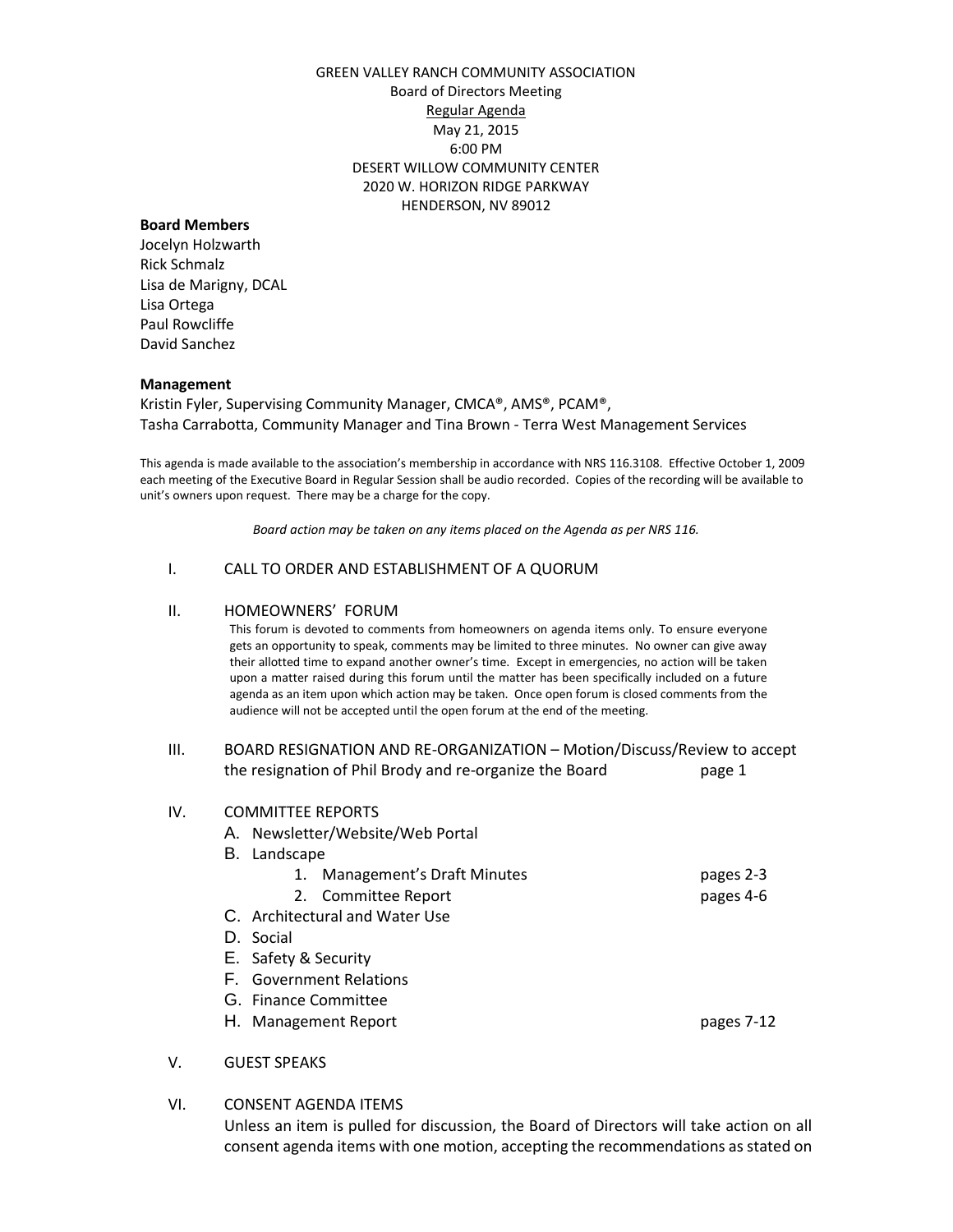GREEN VALLEY RANCH COMMUNITY ASSOCIATION
Board of Directors Meeting
Regular Agenda
May 21, 2015
6:00 PM
DESERT WILLOW COMMUNITY CENTER
2020 W. HORIZON RIDGE PARKWAY
HENDERSON, NV 89012

**Board Members**
Jocelyn Holzwarth
Rick Schmalz
Lisa de Marigny, DCAL
Lisa Ortega
Paul Rowcliffe
David Sanchez

**Management**
Kristin Fyler, Supervising Community Manager, CMCA®, AMS®, PCAM®,
Tasha Carrabotta, Community Manager and Tina Brown - Terra West Management Services

This agenda is made available to the association's membership in accordance with NRS 116.3108. Effective October 1, 2009 each meeting of the Executive Board in Regular Session shall be audio recorded. Copies of the recording will be available to unit's owners upon request. There may be a charge for the copy.

*Board action may be taken on any items placed on the Agenda as per NRS 116.*

I. CALL TO ORDER AND ESTABLISHMENT OF A QUORUM

II. HOMEOWNERS' FORUM

This forum is devoted to comments from homeowners on agenda items only. To ensure everyone gets an opportunity to speak, comments may be limited to three minutes. No owner can give away their allotted time to expand another owner's time. Except in emergencies, no action will be taken upon a matter raised during this forum until the matter has been specifically included on a future agenda as an item upon which action may be taken. Once open forum is closed comments from the audience will not be accepted until the open forum at the end of the meeting.

III. BOARD RESIGNATION AND RE-ORGANIZATION – Motion/Discuss/Review to accept the resignation of Phil Brody and re-organize the Board — page 1

IV. COMMITTEE REPORTS

- A. Newsletter/Website/Web Portal
- B. Landscape
  1. Management's Draft Minutes — pages 2-3
  2. Committee Report — pages 4-6
- C. Architectural and Water Use
- D. Social
- E. Safety & Security
- F. Government Relations
- G. Finance Committee
- H. Management Report — pages 7-12

V. GUEST SPEAKS

VI. CONSENT AGENDA ITEMS

Unless an item is pulled for discussion, the Board of Directors will take action on all consent agenda items with one motion, accepting the recommendations as stated on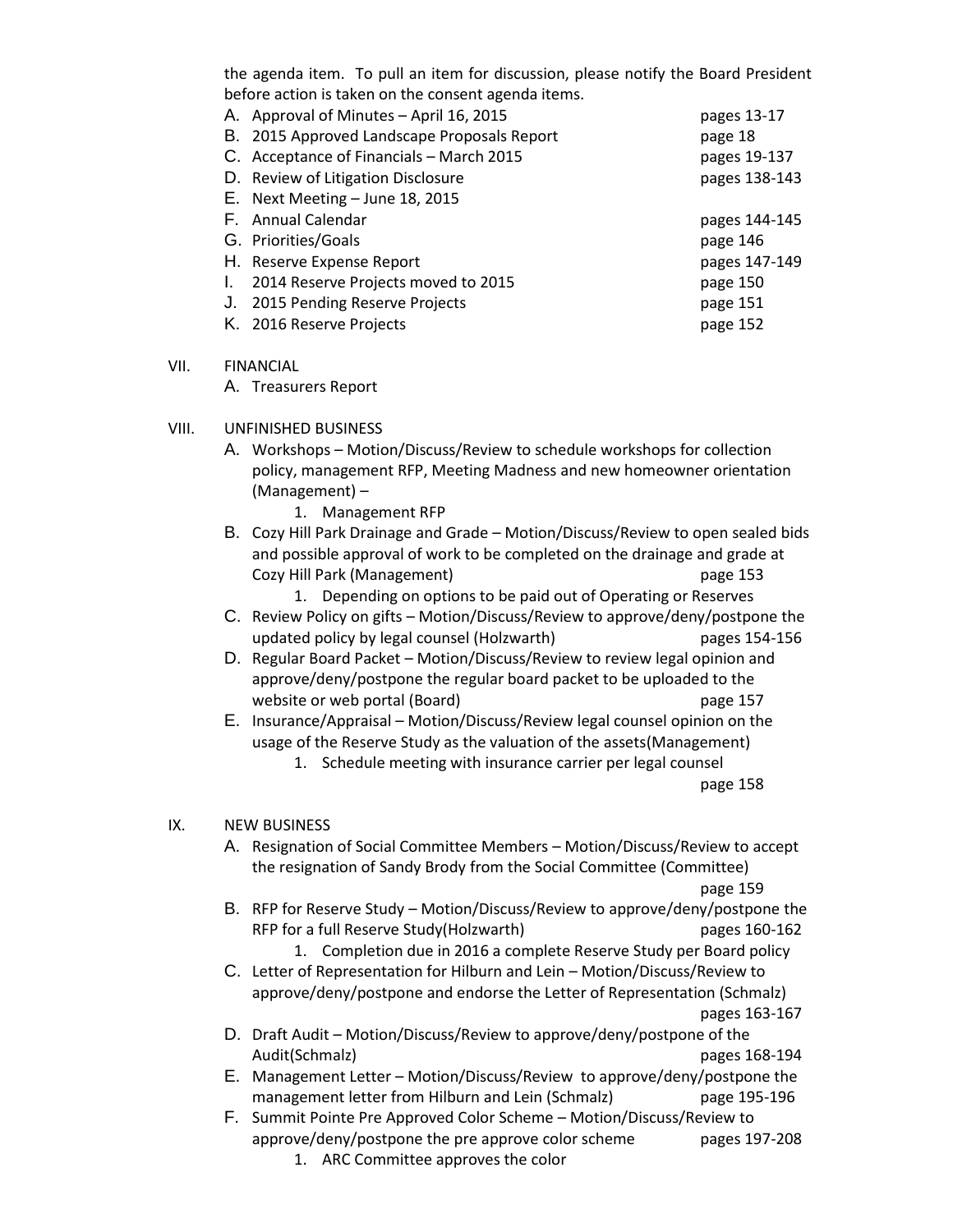the agenda item. To pull an item for discussion, please notify the Board President before action is taken on the consent agenda items.

A. Approval of Minutes – April 16, 2015 pages 13-17
B. 2015 Approved Landscape Proposals Report page 18
C. Acceptance of Financials – March 2015 pages 19-137
D. Review of Litigation Disclosure pages 138-143
E. Next Meeting – June 18, 2015
F. Annual Calendar pages 144-145
G. Priorities/Goals page 146
H. Reserve Expense Report pages 147-149
I. 2014 Reserve Projects moved to 2015 page 150
J. 2015 Pending Reserve Projects page 151
K. 2016 Reserve Projects page 152

VII. FINANCIAL

A. Treasurers Report

VIII. UNFINISHED BUSINESS

A. Workshops – Motion/Discuss/Review to schedule workshops for collection policy, management RFP, Meeting Madness and new homeowner orientation (Management) –
   1. Management RFP
B. Cozy Hill Park Drainage and Grade – Motion/Discuss/Review to open sealed bids and possible approval of work to be completed on the drainage and grade at Cozy Hill Park (Management) page 153
   1. Depending on options to be paid out of Operating or Reserves
C. Review Policy on gifts – Motion/Discuss/Review to approve/deny/postpone the updated policy by legal counsel (Holzwarth) pages 154-156
D. Regular Board Packet – Motion/Discuss/Review to review legal opinion and approve/deny/postpone the regular board packet to be uploaded to the website or web portal (Board) page 157
E. Insurance/Appraisal – Motion/Discuss/Review legal counsel opinion on the usage of the Reserve Study as the valuation of the assets(Management)
   1. Schedule meeting with insurance carrier per legal counsel page 158

IX. NEW BUSINESS

A. Resignation of Social Committee Members – Motion/Discuss/Review to accept the resignation of Sandy Brody from the Social Committee (Committee) page 159
B. RFP for Reserve Study – Motion/Discuss/Review to approve/deny/postpone the RFP for a full Reserve Study(Holzwarth) pages 160-162
   1. Completion due in 2016 a complete Reserve Study per Board policy
C. Letter of Representation for Hilburn and Lein – Motion/Discuss/Review to approve/deny/postpone and endorse the Letter of Representation (Schmalz) pages 163-167
D. Draft Audit – Motion/Discuss/Review to approve/deny/postpone of the Audit(Schmalz) pages 168-194
E. Management Letter – Motion/Discuss/Review to approve/deny/postpone the management letter from Hilburn and Lein (Schmalz) page 195-196
F. Summit Pointe Pre Approved Color Scheme – Motion/Discuss/Review to approve/deny/postpone the pre approve color scheme pages 197-208
   1. ARC Committee approves the color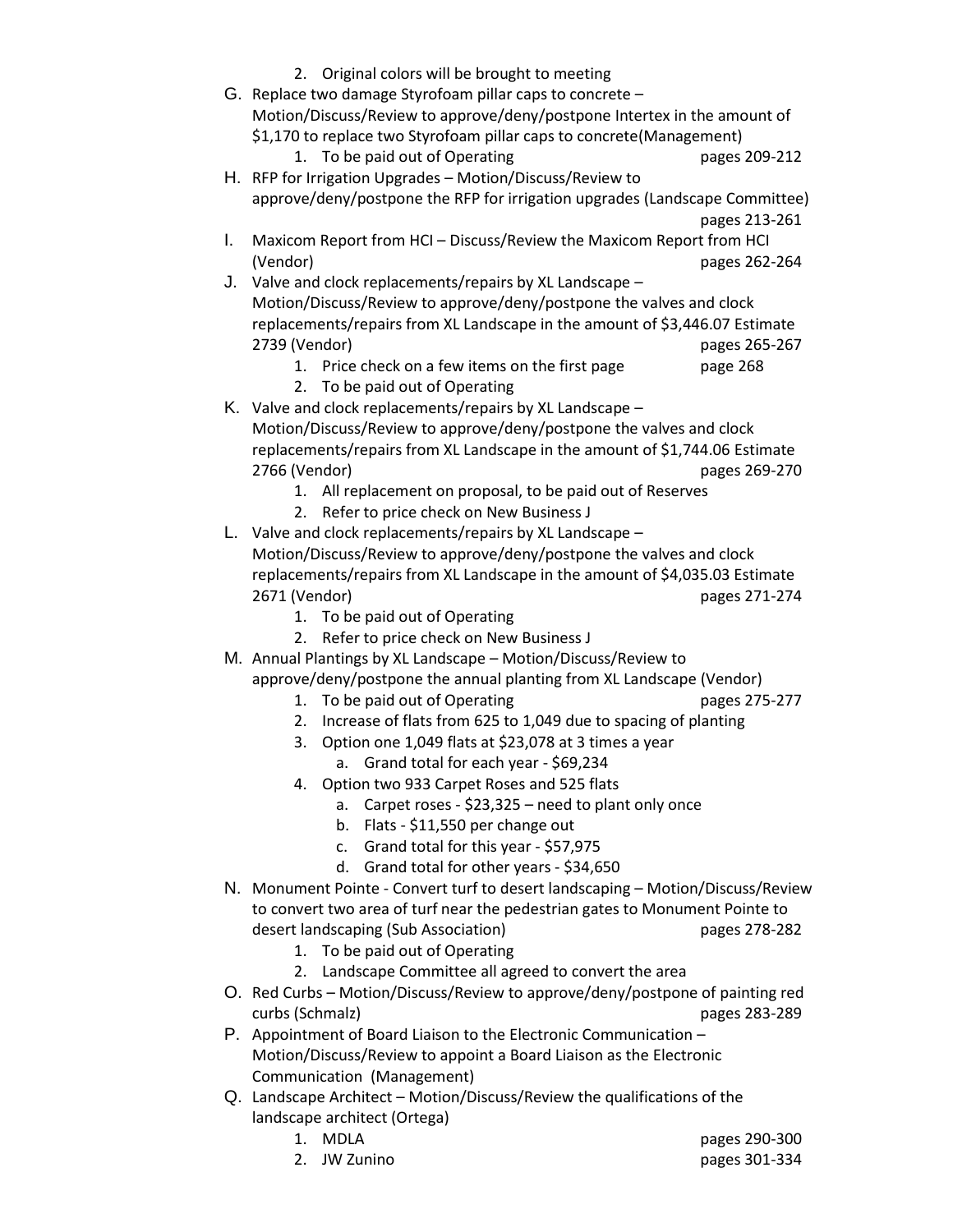2. Original colors will be brought to meeting

G. Replace two damage Styrofoam pillar caps to concrete – Motion/Discuss/Review to approve/deny/postpone Intertex in the amount of $1,170 to replace two Styrofoam pillar caps to concrete(Management)
   1. To be paid out of Operating — pages 209-212

H. RFP for Irrigation Upgrades – Motion/Discuss/Review to approve/deny/postpone the RFP for irrigation upgrades (Landscape Committee) — pages 213-261

I. Maxicom Report from HCI – Discuss/Review the Maxicom Report from HCI (Vendor) — pages 262-264

J. Valve and clock replacements/repairs by XL Landscape – Motion/Discuss/Review to approve/deny/postpone the valves and clock replacements/repairs from XL Landscape in the amount of $3,446.07 Estimate 2739 (Vendor) — pages 265-267
   1. Price check on a few items on the first page — page 268
   2. To be paid out of Operating

K. Valve and clock replacements/repairs by XL Landscape – Motion/Discuss/Review to approve/deny/postpone the valves and clock replacements/repairs from XL Landscape in the amount of $1,744.06 Estimate 2766 (Vendor) — pages 269-270
   1. All replacement on proposal, to be paid out of Reserves
   2. Refer to price check on New Business J

L. Valve and clock replacements/repairs by XL Landscape – Motion/Discuss/Review to approve/deny/postpone the valves and clock replacements/repairs from XL Landscape in the amount of $4,035.03 Estimate 2671 (Vendor) — pages 271-274
   1. To be paid out of Operating
   2. Refer to price check on New Business J

M. Annual Plantings by XL Landscape – Motion/Discuss/Review to approve/deny/postpone the annual planting from XL Landscape (Vendor)
   1. To be paid out of Operating — pages 275-277
   2. Increase of flats from 625 to 1,049 due to spacing of planting
   3. Option one 1,049 flats at $23,078 at 3 times a year
      a. Grand total for each year - $69,234
   4. Option two 933 Carpet Roses and 525 flats
      a. Carpet roses - $23,325 – need to plant only once
      b. Flats - $11,550 per change out
      c. Grand total for this year - $57,975
      d. Grand total for other years - $34,650

N. Monument Pointe - Convert turf to desert landscaping – Motion/Discuss/Review to convert two area of turf near the pedestrian gates to Monument Pointe to desert landscaping (Sub Association) — pages 278-282
   1. To be paid out of Operating
   2. Landscape Committee all agreed to convert the area

O. Red Curbs – Motion/Discuss/Review to approve/deny/postpone of painting red curbs (Schmalz) — pages 283-289

P. Appointment of Board Liaison to the Electronic Communication – Motion/Discuss/Review to appoint a Board Liaison as the Electronic Communication (Management)

Q. Landscape Architect – Motion/Discuss/Review the qualifications of the landscape architect (Ortega)
   1. MDLA — pages 290-300
   2. JW Zunino — pages 301-334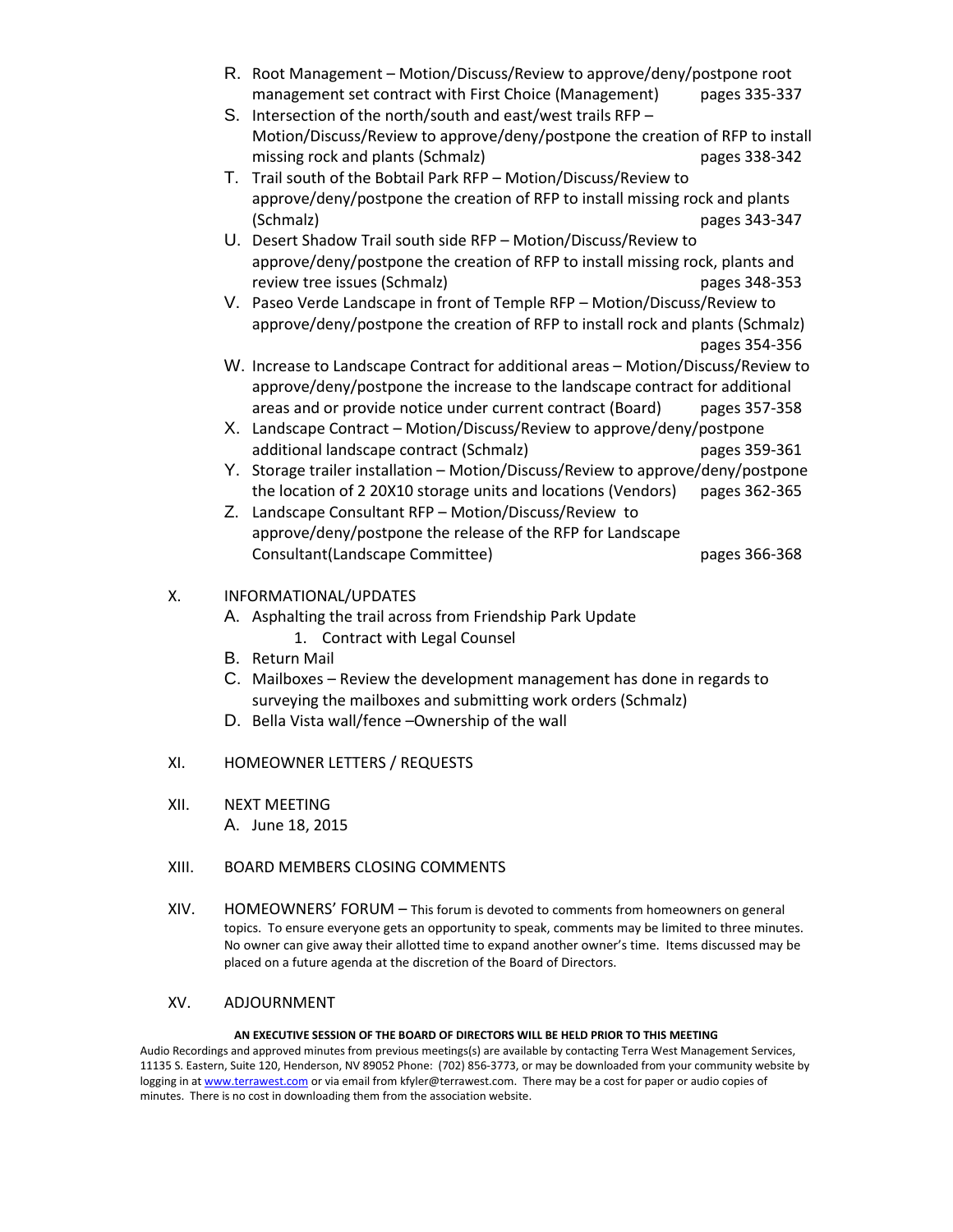R. Root Management – Motion/Discuss/Review to approve/deny/postpone root management set contract with First Choice (Management) pages 335-337

S. Intersection of the north/south and east/west trails RFP – Motion/Discuss/Review to approve/deny/postpone the creation of RFP to install missing rock and plants (Schmalz) pages 338-342

T. Trail south of the Bobtail Park RFP – Motion/Discuss/Review to approve/deny/postpone the creation of RFP to install missing rock and plants (Schmalz) pages 343-347

U. Desert Shadow Trail south side RFP – Motion/Discuss/Review to approve/deny/postpone the creation of RFP to install missing rock, plants and review tree issues (Schmalz) pages 348-353

V. Paseo Verde Landscape in front of Temple RFP – Motion/Discuss/Review to approve/deny/postpone the creation of RFP to install rock and plants (Schmalz) pages 354-356

W. Increase to Landscape Contract for additional areas – Motion/Discuss/Review to approve/deny/postpone the increase to the landscape contract for additional areas and or provide notice under current contract (Board) pages 357-358

X. Landscape Contract – Motion/Discuss/Review to approve/deny/postpone additional landscape contract (Schmalz) pages 359-361

Y. Storage trailer installation – Motion/Discuss/Review to approve/deny/postpone the location of 2 20X10 storage units and locations (Vendors) pages 362-365

Z. Landscape Consultant RFP – Motion/Discuss/Review to approve/deny/postpone the release of the RFP for Landscape Consultant(Landscape Committee) pages 366-368

X. INFORMATIONAL/UPDATES

A. Asphalting the trail across from Friendship Park Update
   1. Contract with Legal Counsel

B. Return Mail

C. Mailboxes – Review the development management has done in regards to surveying the mailboxes and submitting work orders (Schmalz)

D. Bella Vista wall/fence –Ownership of the wall

XI. HOMEOWNER LETTERS / REQUESTS

XII. NEXT MEETING

A. June 18, 2015

XIII. BOARD MEMBERS CLOSING COMMENTS

XIV. HOMEOWNERS' FORUM – This forum is devoted to comments from homeowners on general topics. To ensure everyone gets an opportunity to speak, comments may be limited to three minutes. No owner can give away their allotted time to expand another owner's time. Items discussed may be placed on a future agenda at the discretion of the Board of Directors.

XV. ADJOURNMENT

**AN EXECUTIVE SESSION OF THE BOARD OF DIRECTORS WILL BE HELD PRIOR TO THIS MEETING**

Audio Recordings and approved minutes from previous meetings(s) are available by contacting Terra West Management Services, 11135 S. Eastern, Suite 120, Henderson, NV 89052 Phone: (702) 856-3773, or may be downloaded from your community website by logging in at www.terrawest.com or via email from kfyler@terrawest.com. There may be a cost for paper or audio copies of minutes. There is no cost in downloading them from the association website.